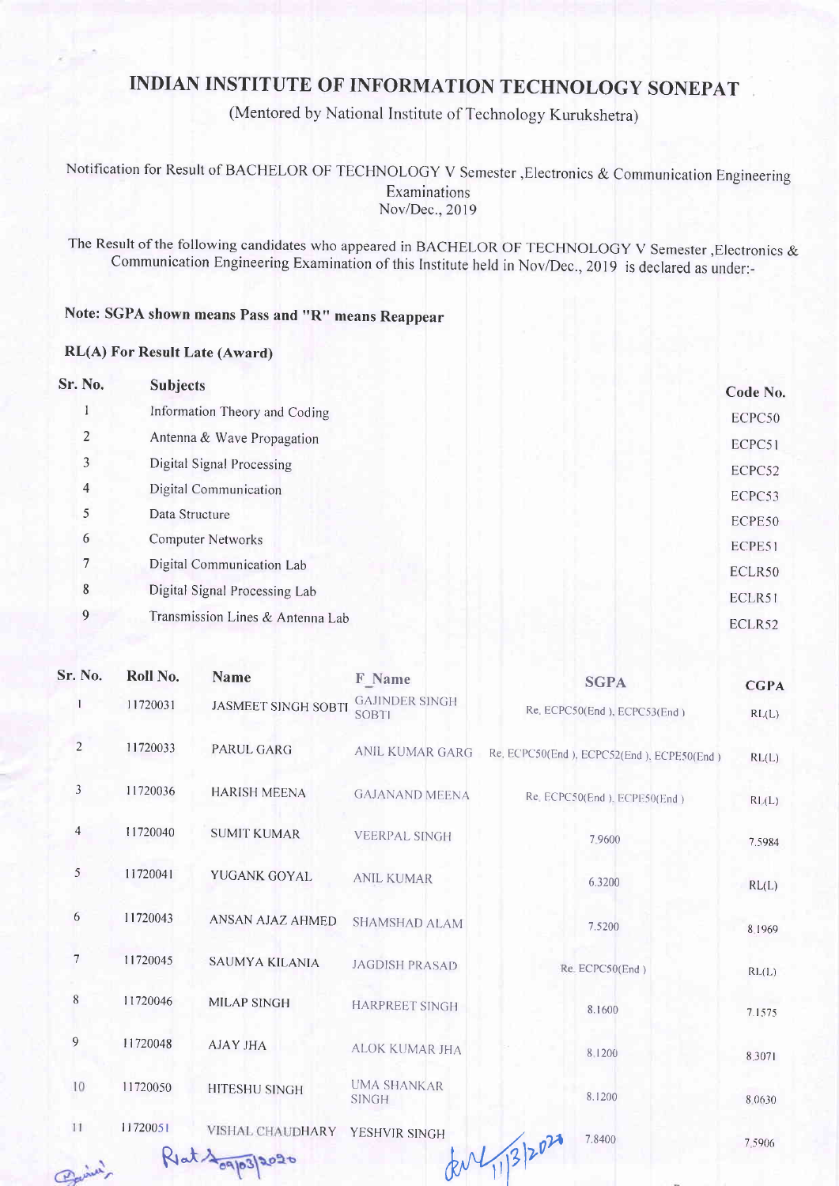# INDIAN INSTITUTE OF INFORMATION TECHNOLOGY SONEPAT

(Mentored by National Institute of Technology Kurukshetra)

Notification for Result of BACHELOR OF TECHNOLOGY V Semester ,Electronics & Communication Engineering Examinations
Nov/Dec., 2019

The Result of the following candidates who appeared in BACHELOR OF TECHNOLOGY V Semester ,Electronics & Communication Engineering Examination of this Institute held in Nov/Dec., 2019 is declared as under:-

**Note: SGPA shown means Pass and "R" means Reappear**

**RL(A) For Result Late (Award)**

| Sr. No. | Subjects | Code No. |
|---|---|---|
| 1 | Information Theory and Coding | ECPC50 |
| 2 | Antenna & Wave Propagation | ECPC51 |
| 3 | Digital Signal Processing | ECPC52 |
| 4 | Digital Communication | ECPC53 |
| 5 | Data Structure | ECPE50 |
| 6 | Computer Networks | ECPE51 |
| 7 | Digital Communication Lab | ECLR50 |
| 8 | Digital Signal Processing Lab | ECLR51 |
| 9 | Transmission Lines & Antenna Lab | ECLR52 |

| Sr. No. | Roll No. | Name | F_Name | SGPA | CGPA |
|---|---|---|---|---|---|
| 1 | 11720031 | JASMEET SINGH SOBTI | GAJINDER SINGH SOBTI | Re. ECPC50(End ), ECPC53(End ) | RL(L) |
| 2 | 11720033 | PARUL GARG | ANIL KUMAR GARG | Re. ECPC50(End ), ECPC52(End ), ECPE50(End ) | RL(L) |
| 3 | 11720036 | HARISH MEENA | GAJANAND MEENA | Re. ECPC50(End ), ECPE50(End ) | RL(L) |
| 4 | 11720040 | SUMIT KUMAR | VEERPAL SINGH | 7.9600 | 7.5984 |
| 5 | 11720041 | YUGANK GOYAL | ANIL KUMAR | 6.3200 | RL(L) |
| 6 | 11720043 | ANSAN AJAZ AHMED | SHAMSHAD ALAM | 7.5200 | 8.1969 |
| 7 | 11720045 | SAUMYA KILANIA | JAGDISH PRASAD | Re. ECPC50(End ) | RL(L) |
| 8 | 11720046 | MILAP SINGH | HARPREET SINGH | 8.1600 | 7.1575 |
| 9 | 11720048 | AJAY JHA | ALOK KUMAR JHA | 8.1200 | 8.3071 |
| 10 | 11720050 | HITESHU SINGH | UMA SHANKAR SINGH | 8.1200 | 8.0630 |
| 11 | 11720051 | VISHAL CHAUDHARY | YESHVIR SINGH | 7.8400 | 7.5906 |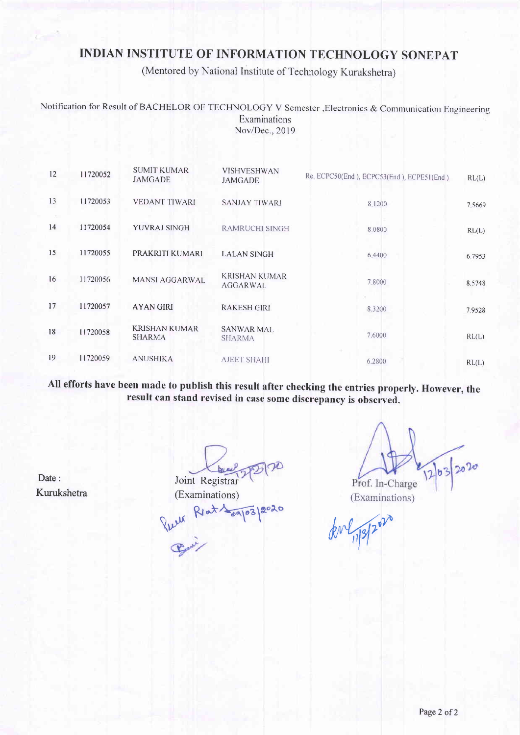# INDIAN INSTITUTE OF INFORMATION TECHNOLOGY SONEPAT

(Mentored by National Institute of Technology Kurukshetra)

Notification for Result of BACHELOR OF TECHNOLOGY V Semester ,Electronics & Communication Engineering Examinations Nov/Dec., 2019

| | | | | | |
|---|---|---|---|---|---|
| 12 | 11720052 | SUMIT KUMAR JAMGADE | VISHVESHWAN JAMGADE | Re. ECPC50(End ), ECPC53(End ), ECPE51(End ) | RL(L) |
| 13 | 11720053 | VEDANT TIWARI | SANJAY TIWARI | 8.1200 | 7.5669 |
| 14 | 11720054 | YUVRAJ SINGH | RAMRUCHI SINGH | 8.0800 | RL(L) |
| 15 | 11720055 | PRAKRITI KUMARI | LALAN SINGH | 6.4400 | 6.7953 |
| 16 | 11720056 | MANSI AGGARWAL | KRISHAN KUMAR AGGARWAL | 7.8000 | 8.5748 |
| 17 | 11720057 | AYAN GIRI | RAKESH GIRI | 8.3200 | 7.9528 |
| 18 | 11720058 | KRISHAN KUMAR SHARMA | SANWAR MAL SHARMA | 7.6000 | RL(L) |
| 19 | 11720059 | ANUSHIKA | AJEET SHAHI | 6.2800 | RL(L) |

**All efforts have been made to publish this result after checking the entries properly. However, the result can stand revised in case some discrepancy is observed.**

Date :
Kurukshetra

Joint Registrar
(Examinations)

Prof. In-Charge
(Examinations)

12/03/2020